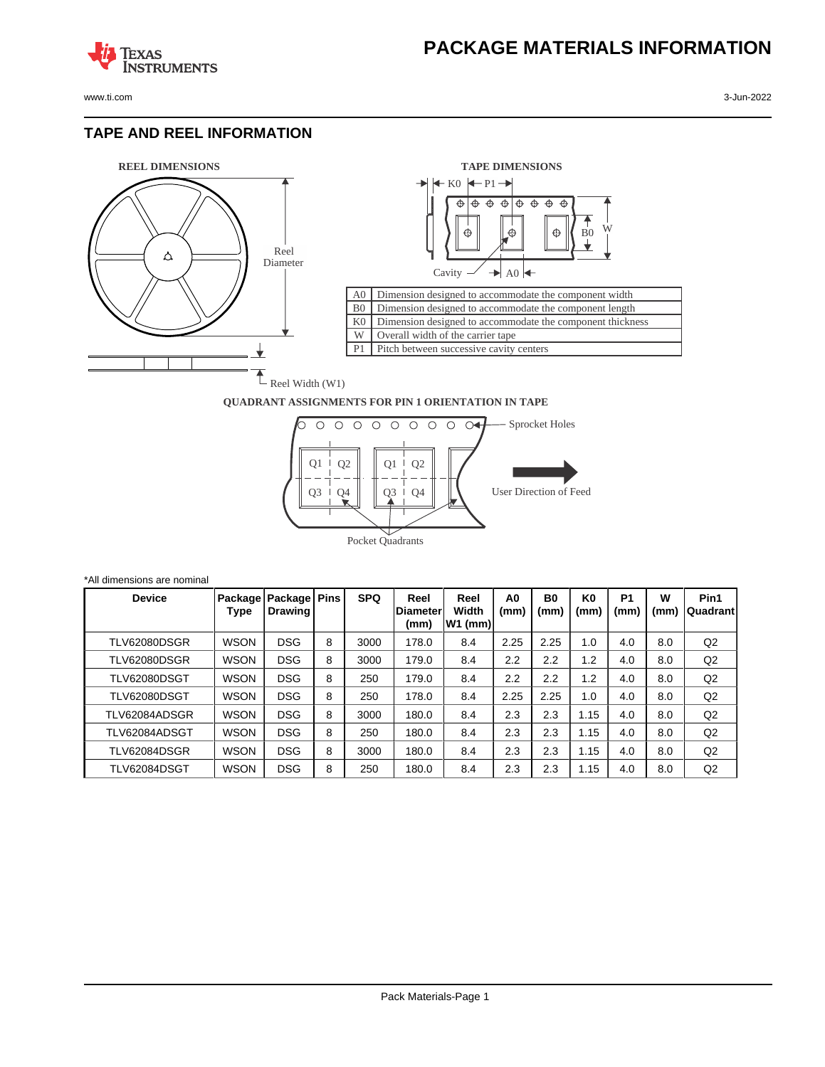# PACKAGE MATERIALS INFORMATION

## TAPE AND REEL INFORMATION

**REEL DIMENSIONS**

Reel Diameter

Reel Width (W1)

**TAPE DIMENSIONS**

K0 P1

B0 W

Cavity A0

| | |
|---|---|
| A0 | Dimension designed to accommodate the component width |
| B0 | Dimension designed to accommodate the component length |
| K0 | Dimension designed to accommodate the component thickness |
| W | Overall width of the carrier tape |
| P1 | Pitch between successive cavity centers |

**QUADRANT ASSIGNMENTS FOR PIN 1 ORIENTATION IN TAPE**

Sprocket Holes

Q1 Q2 Q3 Q4

User Direction of Feed

Pocket Quadrants

*All dimensions are nominal

| Device | Package Type | Package Drawing | Pins | SPQ | Reel Diameter (mm) | Reel Width W1 (mm) | A0 (mm) | B0 (mm) | K0 (mm) | P1 (mm) | W (mm) | Pin1 Quadrant |
|---|---|---|---|---|---|---|---|---|---|---|---|---|
| TLV62080DSGR | WSON | DSG | 8 | 3000 | 178.0 | 8.4 | 2.25 | 2.25 | 1.0 | 4.0 | 8.0 | Q2 |
| TLV62080DSGR | WSON | DSG | 8 | 3000 | 179.0 | 8.4 | 2.2 | 2.2 | 1.2 | 4.0 | 8.0 | Q2 |
| TLV62080DSGT | WSON | DSG | 8 | 250 | 179.0 | 8.4 | 2.2 | 2.2 | 1.2 | 4.0 | 8.0 | Q2 |
| TLV62080DSGT | WSON | DSG | 8 | 250 | 178.0 | 8.4 | 2.25 | 2.25 | 1.0 | 4.0 | 8.0 | Q2 |
| TLV62084ADSGR | WSON | DSG | 8 | 3000 | 180.0 | 8.4 | 2.3 | 2.3 | 1.15 | 4.0 | 8.0 | Q2 |
| TLV62084ADSGT | WSON | DSG | 8 | 250 | 180.0 | 8.4 | 2.3 | 2.3 | 1.15 | 4.0 | 8.0 | Q2 |
| TLV62084DSGR | WSON | DSG | 8 | 3000 | 180.0 | 8.4 | 2.3 | 2.3 | 1.15 | 4.0 | 8.0 | Q2 |
| TLV62084DSGT | WSON | DSG | 8 | 250 | 180.0 | 8.4 | 2.3 | 2.3 | 1.15 | 4.0 | 8.0 | Q2 |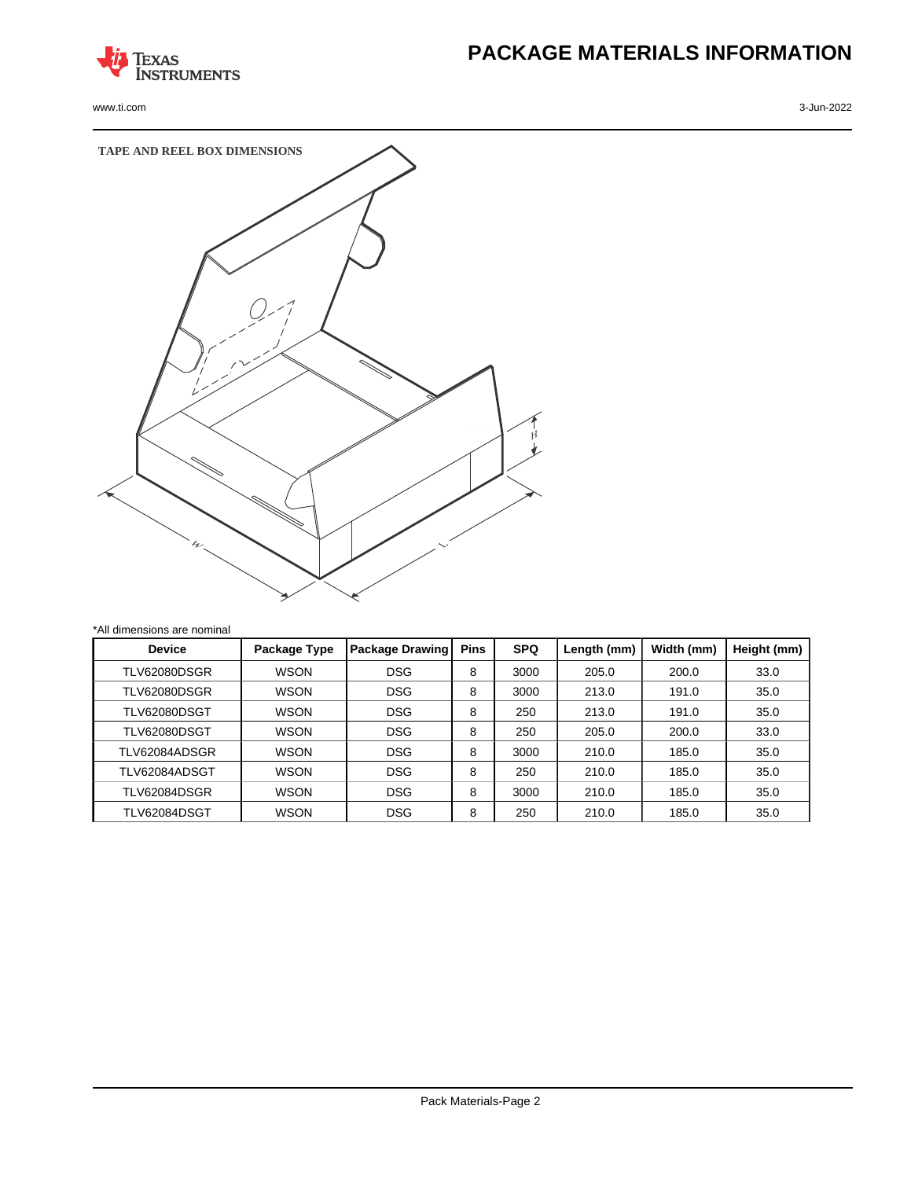# PACKAGE MATERIALS INFORMATION

www.ti.com

3-Jun-2022

TAPE AND REEL BOX DIMENSIONS

H

W

L

*All dimensions are nominal

| Device | Package Type | Package Drawing | Pins | SPQ | Length (mm) | Width (mm) | Height (mm) |
|---|---|---|---|---|---|---|---|
| TLV62080DSGR | WSON | DSG | 8 | 3000 | 205.0 | 200.0 | 33.0 |
| TLV62080DSGR | WSON | DSG | 8 | 3000 | 213.0 | 191.0 | 35.0 |
| TLV62080DSGT | WSON | DSG | 8 | 250 | 213.0 | 191.0 | 35.0 |
| TLV62080DSGT | WSON | DSG | 8 | 250 | 205.0 | 200.0 | 33.0 |
| TLV62084ADSGR | WSON | DSG | 8 | 3000 | 210.0 | 185.0 | 35.0 |
| TLV62084ADSGT | WSON | DSG | 8 | 250 | 210.0 | 185.0 | 35.0 |
| TLV62084DSGR | WSON | DSG | 8 | 3000 | 210.0 | 185.0 | 35.0 |
| TLV62084DSGT | WSON | DSG | 8 | 250 | 210.0 | 185.0 | 35.0 |